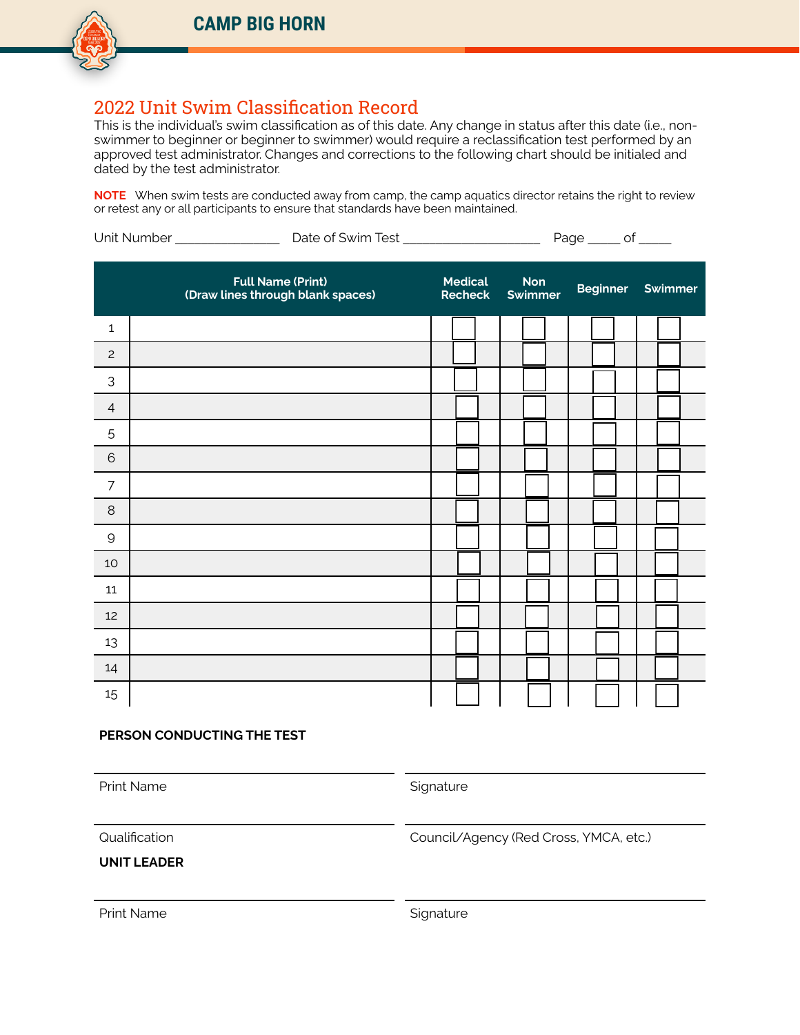# CAMP BIG HORN

## 2022 Unit Swim Classification Record

This is the individual's swim classification as of this date. Any change in status after this date (i.e., non-swimmer to beginner or beginner to swimmer) would require a reclassification test performed by an approved test administrator. Changes and corrections to the following chart should be initialed and dated by the test administrator.

**NOTE** When swim tests are conducted away from camp, the camp aquatics director retains the right to review or retest any or all participants to ensure that standards have been maintained.

Unit Number ______________ Date of Swim Test ____________________ Page _____ of _____

| | Full Name (Print) (Draw lines through blank spaces) | Medical Recheck | Non Swimmer | Beginner | Swimmer |
|---|---|---|---|---|---|
| 1 | | ☐ | ☐ | ☐ | ☐ |
| 2 | | ☐ | ☐ | ☐ | ☐ |
| 3 | | ☐ | ☐ | ☐ | ☐ |
| 4 | | ☐ | ☐ | ☐ | ☐ |
| 5 | | ☐ | ☐ | ☐ | ☐ |
| 6 | | ☐ | ☐ | ☐ | ☐ |
| 7 | | ☐ | ☐ | ☐ | ☐ |
| 8 | | ☐ | ☐ | ☐ | ☐ |
| 9 | | ☐ | ☐ | ☐ | ☐ |
| 10 | | ☐ | ☐ | ☐ | ☐ |
| 11 | | ☐ | ☐ | ☐ | ☐ |
| 12 | | ☐ | ☐ | ☐ | ☐ |
| 13 | | ☐ | ☐ | ☐ | ☐ |
| 14 | | ☐ | ☐ | ☐ | ☐ |
| 15 | | ☐ | ☐ | ☐ | ☐ |

**PERSON CONDUCTING THE TEST**

Print Name ____________________ Signature ____________________

Qualification ____________________ Council/Agency (Red Cross, YMCA, etc.) ____________________

**UNIT LEADER**

Print Name ____________________ Signature ____________________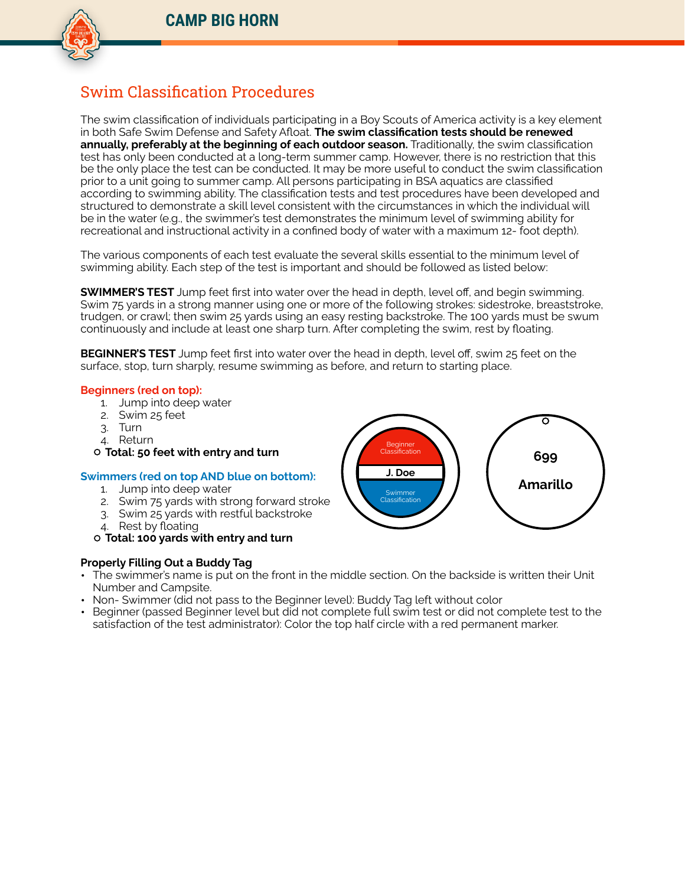## Swim Classification Procedures

The swim classification of individuals participating in a Boy Scouts of America activity is a key element in both Safe Swim Defense and Safety Afloat. **The swim classification tests should be renewed annually, preferably at the beginning of each outdoor season.** Traditionally, the swim classification test has only been conducted at a long-term summer camp. However, there is no restriction that this be the only place the test can be conducted. It may be more useful to conduct the swim classification prior to a unit going to summer camp. All persons participating in BSA aquatics are classified according to swimming ability. The classification tests and test procedures have been developed and structured to demonstrate a skill level consistent with the circumstances in which the individual will be in the water (e.g., the swimmer's test demonstrates the minimum level of swimming ability for recreational and instructional activity in a confined body of water with a maximum 12- foot depth).

The various components of each test evaluate the several skills essential to the minimum level of swimming ability. Each step of the test is important and should be followed as listed below:

**SWIMMER'S TEST** Jump feet first into water over the head in depth, level off, and begin swimming. Swim 75 yards in a strong manner using one or more of the following strokes: sidestroke, breaststroke, trudgen, or crawl; then swim 25 yards using an easy resting backstroke. The 100 yards must be swum continuously and include at least one sharp turn. After completing the swim, rest by floating.

**BEGINNER'S TEST** Jump feet first into water over the head in depth, level off, swim 25 feet on the surface, stop, turn sharply, resume swimming as before, and return to starting place.

**Beginners (red on top):**

1. Jump into deep water
2. Swim 25 feet
3. Turn
4. Return

- **Total: 50 feet with entry and turn**

**Swimmers (red on top AND blue on bottom):**

1. Jump into deep water
2. Swim 75 yards with strong forward stroke
3. Swim 25 yards with restful backstroke
4. Rest by floating

- **Total: 100 yards with entry and turn**

Beginner Classification

J. Doe

Swimmer Classification

699

Amarillo

**Properly Filling Out a Buddy Tag**

- The swimmer's name is put on the front in the middle section. On the backside is written their Unit Number and Campsite.
- Non- Swimmer (did not pass to the Beginner level): Buddy Tag left without color
- Beginner (passed Beginner level but did not complete full swim test or did not complete test to the satisfaction of the test administrator): Color the top half circle with a red permanent marker.